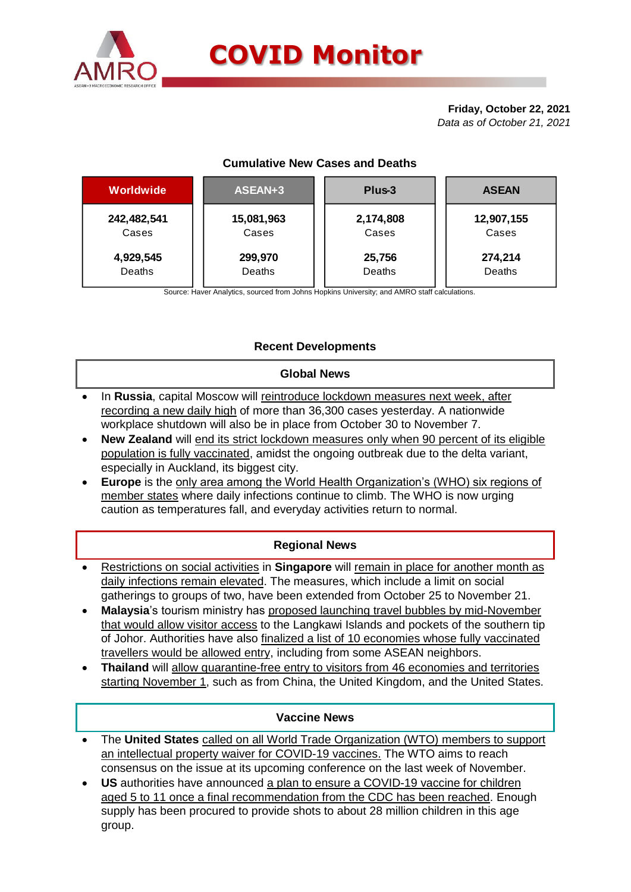# COVID Monitor

**Friday, October 22, 2021**
*Data as of October 21, 2021*

### Cumulative New Cases and Deaths

| Worldwide | ASEAN+3 | Plus-3 | ASEAN |
|---|---|---|---|
| 242,482,541 Cases | 15,081,963 Cases | 2,174,808 Cases | 12,907,155 Cases |
| 4,929,545 Deaths | 299,970 Deaths | 25,756 Deaths | 274,214 Deaths |

Source: Haver Analytics, sourced from Johns Hopkins University; and AMRO staff calculations.

## Recent Developments

### Global News

- In **Russia**, capital Moscow will reintroduce lockdown measures next week, after recording a new daily high of more than 36,300 cases yesterday. A nationwide workplace shutdown will also be in place from October 30 to November 7.
- **New Zealand** will end its strict lockdown measures only when 90 percent of its eligible population is fully vaccinated, amidst the ongoing outbreak due to the delta variant, especially in Auckland, its biggest city.
- **Europe** is the only area among the World Health Organization's (WHO) six regions of member states where daily infections continue to climb. The WHO is now urging caution as temperatures fall, and everyday activities return to normal.

### Regional News

- Restrictions on social activities in **Singapore** will remain in place for another month as daily infections remain elevated. The measures, which include a limit on social gatherings to groups of two, have been extended from October 25 to November 21.
- **Malaysia**'s tourism ministry has proposed launching travel bubbles by mid-November that would allow visitor access to the Langkawi Islands and pockets of the southern tip of Johor. Authorities have also finalized a list of 10 economies whose fully vaccinated travellers would be allowed entry, including from some ASEAN neighbors.
- **Thailand** will allow quarantine-free entry to visitors from 46 economies and territories starting November 1, such as from China, the United Kingdom, and the United States.

### Vaccine News

- The **United States** called on all World Trade Organization (WTO) members to support an intellectual property waiver for COVID-19 vaccines. The WTO aims to reach consensus on the issue at its upcoming conference on the last week of November.
- **US** authorities have announced a plan to ensure a COVID-19 vaccine for children aged 5 to 11 once a final recommendation from the CDC has been reached. Enough supply has been procured to provide shots to about 28 million children in this age group.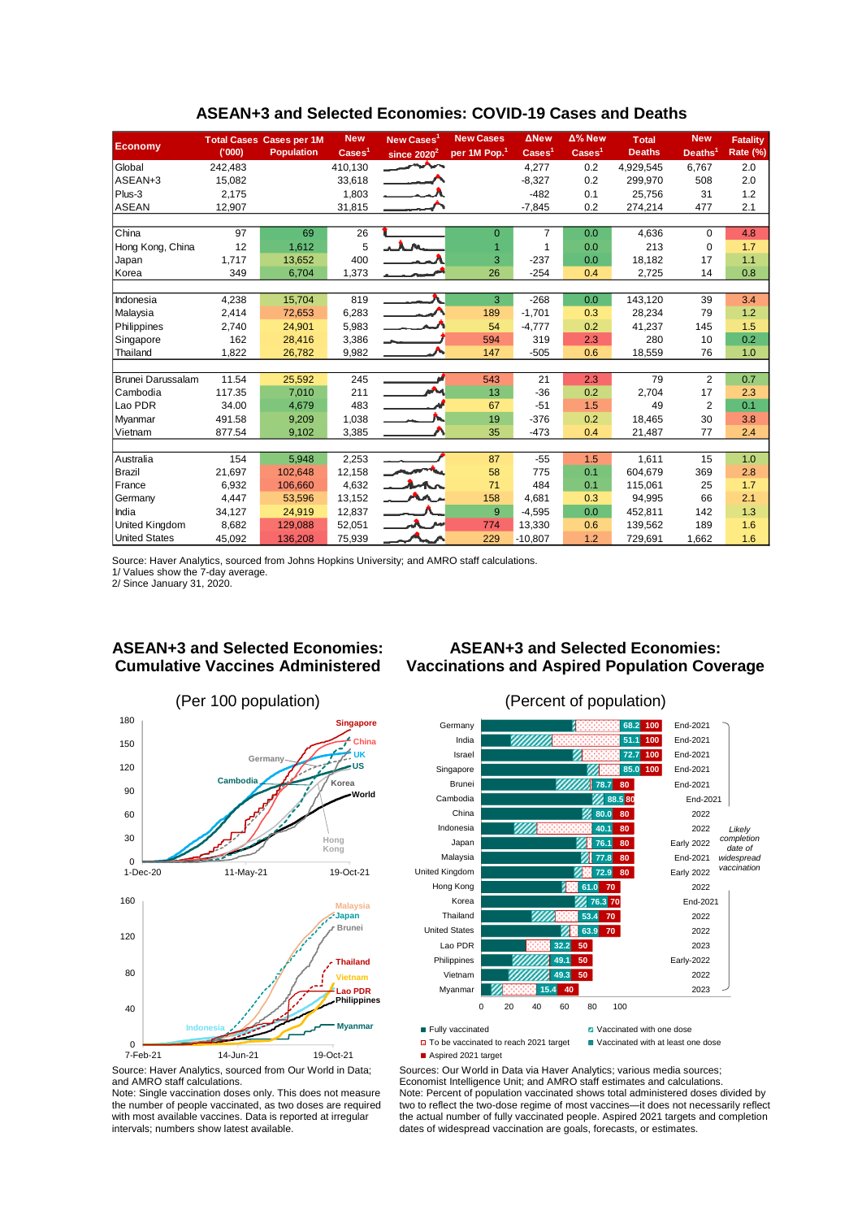## ASEAN+3 and Selected Economies: COVID-19 Cases and Deaths

| Economy | Total Cases ('000) | Cases per 1M Population | New Cases[1] | New Cases[1] since 2020[2] | New Cases per 1M Pop.[1] | ΔNew Cases[1] | Δ% New Cases[1] | Total Deaths | New Deaths[1] | Fatality Rate (%) |
|---|---|---|---|---|---|---|---|---|---|---|
| Global | 242,483 | | 410,130 | | | 4,277 | 0.2 | 4,929,545 | 6,767 | 2.0 |
| ASEAN+3 | 15,082 | | 33,618 | | | -8,327 | 0.2 | 299,970 | 508 | 2.0 |
| Plus-3 | 2,175 | | 1,803 | | | -482 | 0.1 | 25,756 | 31 | 1.2 |
| ASEAN | 12,907 | | 31,815 | | | -7,845 | 0.2 | 274,214 | 477 | 2.1 |
| | | | | | | | | | | |
| China | 97 | 69 | 26 | | 0 | 7 | 0.0 | 4,636 | 0 | 4.8 |
| Hong Kong, China | 12 | 1,612 | 5 | | 1 | 1 | 0.0 | 213 | 0 | 1.7 |
| Japan | 1,717 | 13,652 | 400 | | 3 | -237 | 0.0 | 18,182 | 17 | 1.1 |
| Korea | 349 | 6,704 | 1,373 | | 26 | -254 | 0.4 | 2,725 | 14 | 0.8 |
| | | | | | | | | | | |
| Indonesia | 4,238 | 15,704 | 819 | | 3 | -268 | 0.0 | 143,120 | 39 | 3.4 |
| Malaysia | 2,414 | 72,653 | 6,283 | | 189 | -1,701 | 0.3 | 28,234 | 79 | 1.2 |
| Philippines | 2,740 | 24,901 | 5,983 | | 54 | -4,777 | 0.2 | 41,237 | 145 | 1.5 |
| Singapore | 162 | 28,416 | 3,386 | | 594 | 319 | 2.3 | 280 | 10 | 0.2 |
| Thailand | 1,822 | 26,782 | 9,982 | | 147 | -505 | 0.6 | 18,559 | 76 | 1.0 |
| | | | | | | | | | | |
| Brunei Darussalam | 11.54 | 25,592 | 245 | | 543 | 21 | 2.3 | 79 | 2 | 0.7 |
| Cambodia | 117.35 | 7,010 | 211 | | 13 | -36 | 0.2 | 2,704 | 17 | 2.3 |
| Lao PDR | 34.00 | 4,679 | 483 | | 67 | -51 | 1.5 | 49 | 2 | 0.1 |
| Myanmar | 491.58 | 9,209 | 1,038 | | 19 | -376 | 0.2 | 18,465 | 30 | 3.8 |
| Vietnam | 877.54 | 9,102 | 3,385 | | 35 | -473 | 0.4 | 21,487 | 77 | 2.4 |
| | | | | | | | | | | |
| Australia | 154 | 5,948 | 2,253 | | 87 | -55 | 1.5 | 1,611 | 15 | 1.0 |
| Brazil | 21,697 | 102,648 | 12,158 | | 58 | 775 | 0.1 | 604,679 | 369 | 2.8 |
| France | 6,932 | 106,660 | 4,632 | | 71 | 484 | 0.1 | 115,061 | 25 | 1.7 |
| Germany | 4,447 | 53,596 | 13,152 | | 158 | 4,681 | 0.3 | 94,995 | 66 | 2.1 |
| India | 34,127 | 24,919 | 12,837 | | 9 | -4,595 | 0.0 | 452,811 | 142 | 1.3 |
| United Kingdom | 8,682 | 129,088 | 52,051 | | 774 | 13,330 | 0.6 | 139,562 | 189 | 1.6 |
| United States | 45,092 | 136,208 | 75,939 | | 229 | -10,807 | 1.2 | 729,691 | 1,662 | 1.6 |

Source: Haver Analytics, sourced from Johns Hopkins University; and AMRO staff calculations.
1/ Values show the 7-day average.
2/ Since January 31, 2020.

### ASEAN+3 and Selected Economies: Cumulative Vaccines Administered

(Per 100 population)

Source: Haver Analytics, sourced from Our World in Data; and AMRO staff calculations.
Note: Single vaccination doses only. This does not measure the number of people vaccinated, as two doses are required with most available vaccines. Data is reported at irregular intervals; numbers show latest available.

### ASEAN+3 and Selected Economies: Vaccinations and Aspired Population Coverage

(Percent of population)

| Economy | Vaccinated (%) | Aspired 2021 target | Likely completion date of widespread vaccination |
|---|---|---|---|
| Germany | 68.2 | 100 | End-2021 |
| India | 51.1 | 100 | End-2021 |
| Israel | 72.7 | 100 | End-2021 |
| Singapore | 85.0 | 100 | End-2021 |
| Brunei | 78.7 | 80 | End-2021 |
| Cambodia | 88.5 | 80 | End-2021 |
| China | 80.0 | 80 | 2022 |
| Indonesia | 40.1 | 80 | 2022 |
| Japan | 76.1 | 80 | Early 2022 |
| Malaysia | 77.8 | 80 | End-2021 |
| United Kingdom | 72.9 | 80 | Early 2022 |
| Hong Kong | 61.0 | 70 | 2022 |
| Korea | 76.3 | 70 | End-2021 |
| Thailand | 53.4 | 70 | 2022 |
| United States | 63.9 | 70 | 2022 |
| Lao PDR | 32.2 | 50 | 2023 |
| Philippines | 49.1 | 50 | Early-2022 |
| Vietnam | 49.3 | 50 | 2022 |
| Myanmar | 15.4 | 40 | 2023 |

Legend: Fully vaccinated; Vaccinated with one dose; To be vaccinated to reach 2021 target; Vaccinated with at least one dose; Aspired 2021 target

Sources: Our World in Data via Haver Analytics; various media sources; Economist Intelligence Unit; and AMRO staff estimates and calculations.
Note: Percent of population vaccinated shows total administered doses divided by two to reflect the two-dose regime of most vaccines—it does not necessarily reflect the actual number of fully vaccinated people. Aspired 2021 targets and completion dates of widespread vaccination are goals, forecasts, or estimates.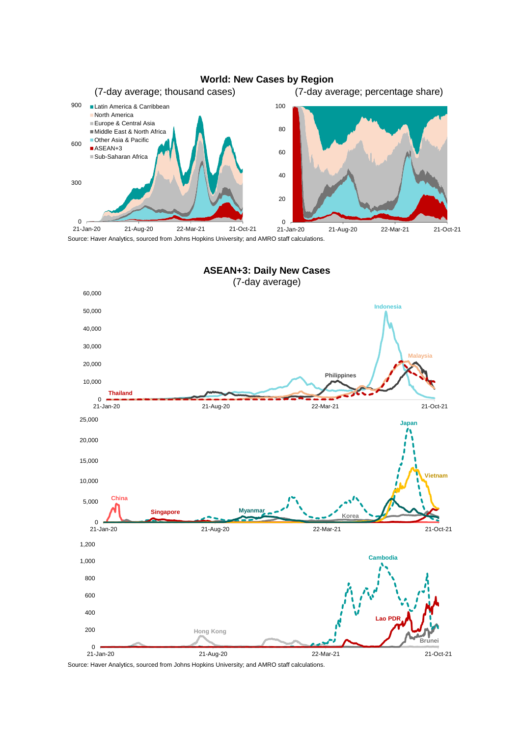**World: New Cases by Region**

(7-day average; thousand cases) (7-day average; percentage share)

Latin America & Carribbean, North America, Europe & Central Asia, Middle East & North Africa, Other Asia & Pacific, ASEAN+3, Sub-Saharan Africa

Source: Haver Analytics, sourced from Johns Hopkins University; and AMRO staff calculations.

**ASEAN+3: Daily New Cases**

(7-day average)

Source: Haver Analytics, sourced from Johns Hopkins University; and AMRO staff calculations.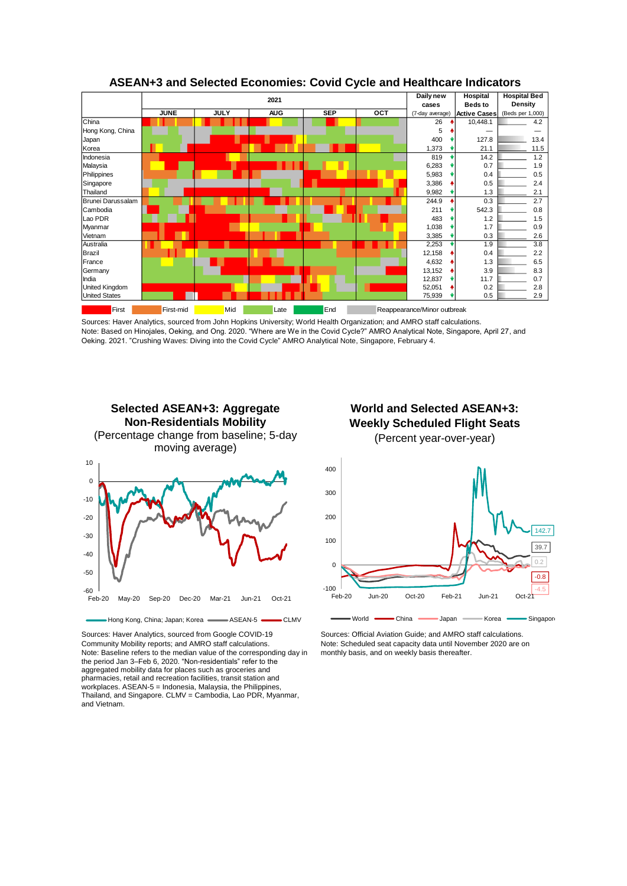## ASEAN+3 and Selected Economies: Covid Cycle and Healthcare Indicators

| | 2021 | | | | | Daily new cases (7-day average) | Hospital Beds to Active Cases | Hospital Bed Density (Beds per 1,000) |
|---|---|---|---|---|---|---|---|---|
| | JUNE | JULY | AUG | SEP | OCT | | | |
| China | | | | | | 26 ↑ | 10,448.1 | 4.2 |
| Hong Kong, China | | | | | | 5 ↑ | — | — |
| Japan | | | | | | 400 ↓ | 127.8 | 13.4 |
| Korea | | | | | | 1,373 ↓ | 21.1 | 11.5 |
| Indonesia | | | | | | 819 ↓ | 14.2 | 1.2 |
| Malaysia | | | | | | 6,283 ↓ | 0.7 | 1.9 |
| Philippines | | | | | | 5,983 ↓ | 0.4 | 0.5 |
| Singapore | | | | | | 3,386 ↑ | 0.5 | 2.4 |
| Thailand | | | | | | 9,982 ↓ | 1.3 | 2.1 |
| Brunei Darussalam | | | | | | 244.9 ↑ | 0.3 | 2.7 |
| Cambodia | | | | | | 211 ↓ | 542.3 | 0.8 |
| Lao PDR | | | | | | 483 ↓ | 1.2 | 1.5 |
| Myanmar | | | | | | 1,038 ↓ | 1.7 | 0.9 |
| Vietnam | | | | | | 3,385 ↓ | 0.3 | 2.6 |
| Australia | | | | | | 2,253 ↓ | 1.9 | 3.8 |
| Brazil | | | | | | 12,158 ↑ | 0.4 | 2.2 |
| France | | | | | | 4,632 ↑ | 1.3 | 6.5 |
| Germany | | | | | | 13,152 ↑ | 3.9 | 8.3 |
| India | | | | | | 12,837 ↓ | 11.7 | 0.7 |
| United Kingdom | | | | | | 52,051 ↑ | 0.2 | 2.8 |
| United States | | | | | | 75,939 ↓ | 0.5 | 2.9 |

First | First-mid | Mid | Late | End | Reappearance/Minor outbreak

Sources: Haver Analytics, sourced from John Hopkins University; World Health Organization; and AMRO staff calculations.
Note: Based on Hinojales, Oeking, and Ong. 2020. "Where are We in the Covid Cycle?" AMRO Analytical Note, Singapore, April 27, and Oeking. 2021. "Crushing Waves: Diving into the Covid Cycle" AMRO Analytical Note, Singapore, February 4.

### Selected ASEAN+3: Aggregate Non-Residentials Mobility
(Percentage change from baseline; 5-day moving average)

10
0
-10
-20
-30
-40
-50
-60
Feb-20 May-20 Sep-20 Dec-20 Mar-21 Jun-21 Oct-21

Hong Kong, China; Japan; Korea — ASEAN-5 — CLMV

Sources: Haver Analytics, sourced from Google COVID-19 Community Mobility reports; and AMRO staff calculations.
Note: Baseline refers to the median value of the corresponding day in the period Jan 3–Feb 6, 2020. "Non-residentials" refer to the aggregated mobility data for places such as groceries and pharmacies, retail and recreation facilities, transit station and workplaces. ASEAN-5 = Indonesia, Malaysia, the Philippines, Thailand, and Singapore. CLMV = Cambodia, Lao PDR, Myanmar, and Vietnam.

### World and Selected ASEAN+3: Weekly Scheduled Flight Seats
(Percent year-over-year)

400
300
200
100
0
-100
Feb-20 Jun-20 Oct-20 Feb-21 Jun-21 Oct-21

142.7
39.7
0.2
-0.8
-4.5

World — China — Japan — Korea — Singapore

Sources: Official Aviation Guide; and AMRO staff calculations.
Note: Scheduled seat capacity data until November 2020 are on monthly basis, and on weekly basis thereafter.